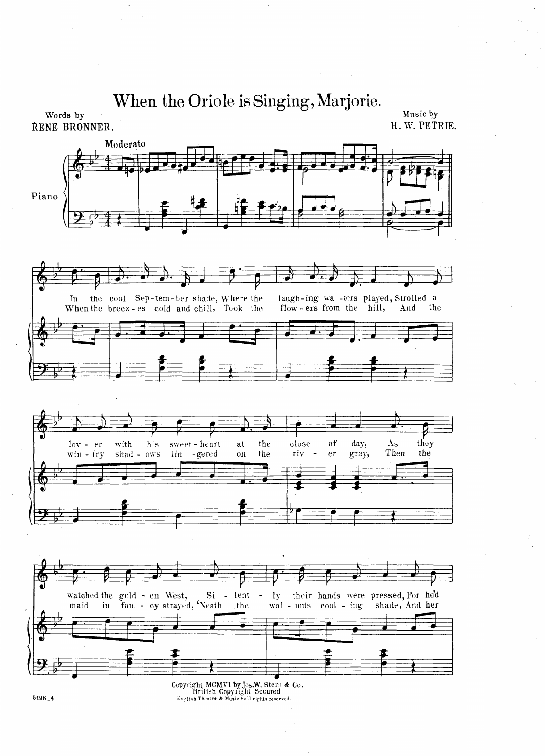# When the Oriole is Singing, Marjorie.

Words by
RENE BRONNER.

Music by
H. W. PETRIE.

Moderato

Piano

In the cool Sep-tem-ber shade, Where the laugh-ing wa-ters played, Strolled a lov-er with his sweet-heart at the close of day, As they watched the gold-en West, Si-lent-ly their hands were pressed, For he'd

When the breez-es cold and chill, Took the flow-ers from the hill, And the win-try shad-ows lin-gered on the riv-er gray, Then the maid in fan-cy strayed, 'Neath the wal-nuts cool-ing shade, And her

Copyright MCMVI by Jos.W. Stern & Co.
British Copyright Secured
English Theatre & Music Hall rights reserved.

5198_4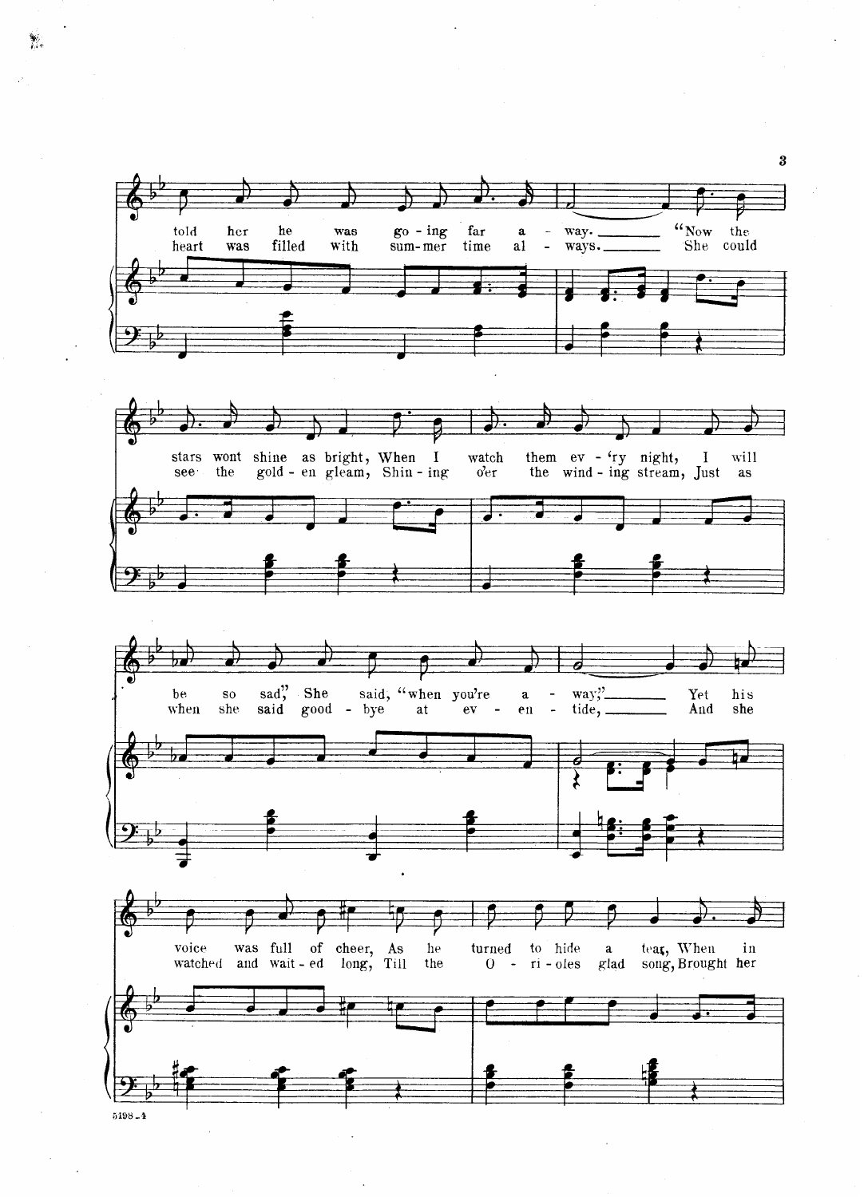told her he was go - ing far a - way. "Now the
heart was filled with sum-mer time al - ways. She could

stars wont shine as bright, When I watch them ev - 'ry night, I will
see the gold - en gleam, Shin - ing o'er the wind - ing stream, Just as

be so sad," She said, "when you're a - way;" Yet his
when she said good - bye at ev - en - tide, And she

voice was full of cheer, As he turned to hide a tear, When in
watched and wait - ed long, Till the O - ri - oles glad song, Brought her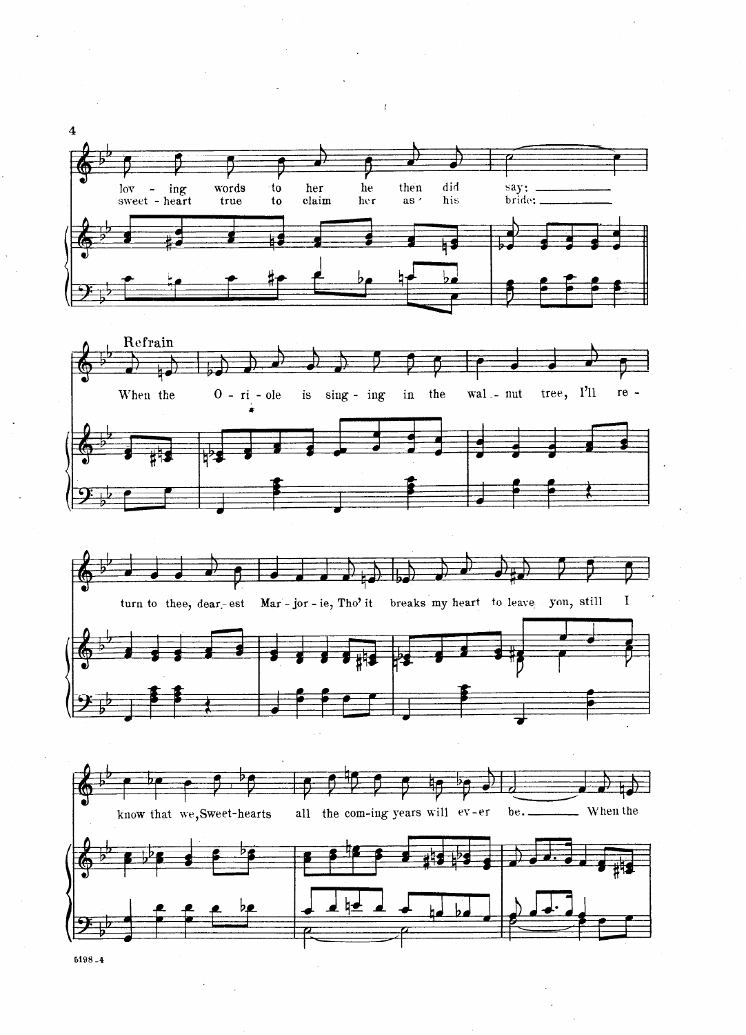lov - ing words to her he then did say: ______
sweet - heart true to claim her as his bride: ______

Refrain

When the O - ri - ole is sing - ing in the wal - nut tree, I'll re -

turn to thee, dear - est Mar - jor - ie, Tho' it breaks my heart to leave you, still I

know that we, Sweet-hearts all the com-ing years will ev - er be. ______ When the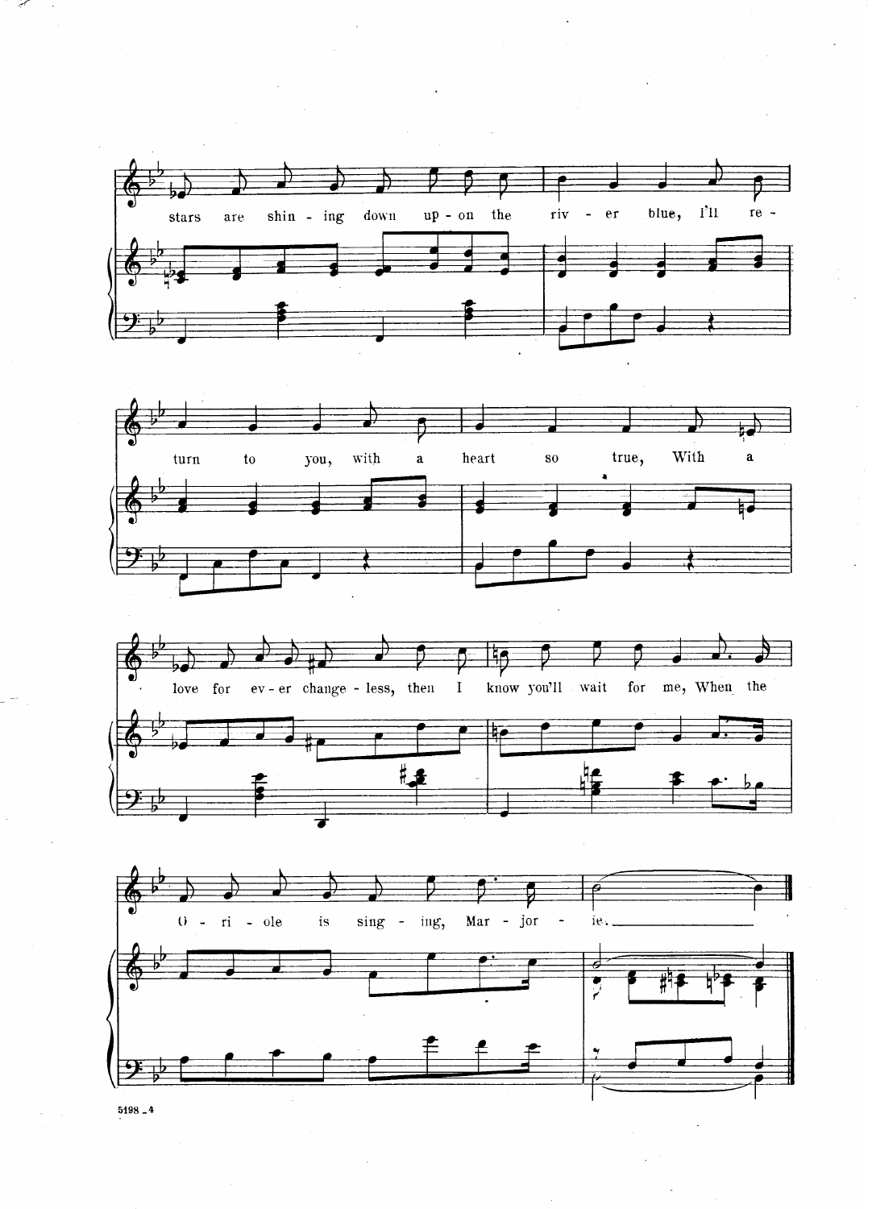stars are shin - ing down up - on the riv - er blue, I'll re -

turn to you, with a heart so true, With a

love for ev - er change - less, then I know you'll wait for me, When the

O - ri - ole is sing - ing, Mar - jor - ie.